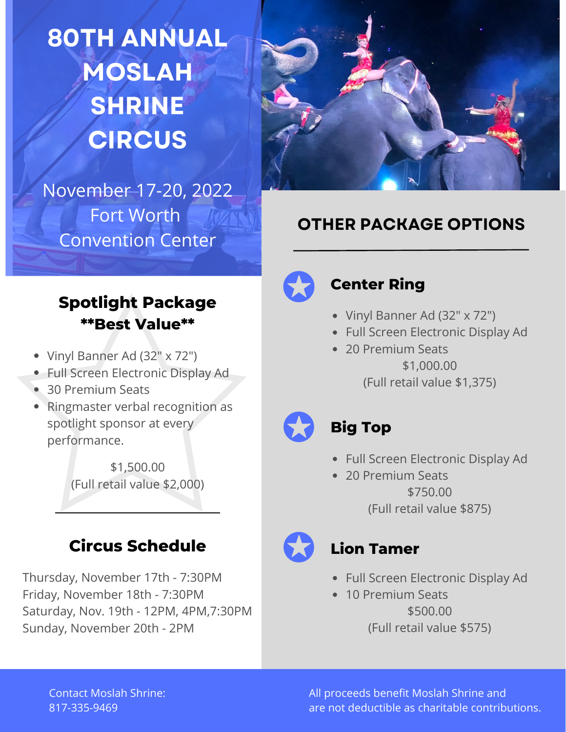# 80TH ANNUAL MOSLAH SHRINE CIRCUS

November 17-20, 2022
Fort Worth
Convention Center

## Spotlight Package
**\*\*Best Value\*\***

- Vinyl Banner Ad (32" x 72")
- Full Screen Electronic Display Ad
- 30 Premium Seats
- Ringmaster verbal recognition as spotlight sponsor at every performance.

$1,500.00
(Full retail value $2,000)

## Circus Schedule

Thursday, November 17th - 7:30PM
Friday, November 18th - 7:30PM
Saturday, Nov. 19th - 12PM, 4PM,7:30PM
Sunday, November 20th - 2PM

## OTHER PACKAGE OPTIONS

### Center Ring

- Vinyl Banner Ad (32" x 72")
- Full Screen Electronic Display Ad
- 20 Premium Seats

$1,000.00
(Full retail value $1,375)

### Big Top

- Full Screen Electronic Display Ad
- 20 Premium Seats

$750.00
(Full retail value $875)

### Lion Tamer

- Full Screen Electronic Display Ad
- 10 Premium Seats

$500.00
(Full retail value $575)

Contact Moslah Shrine:
817-335-9469

All proceeds benefit Moslah Shrine and are not deductible as charitable contributions.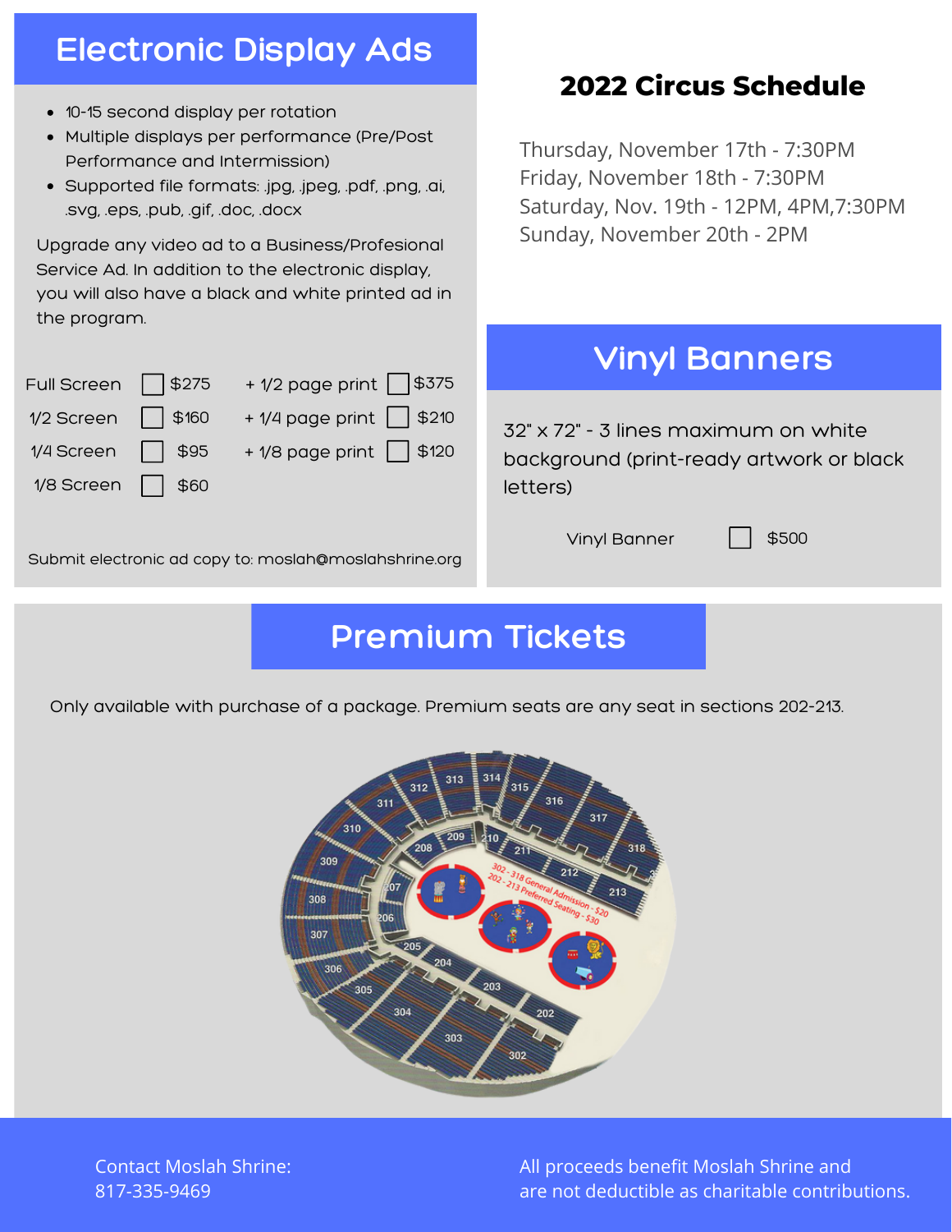## Electronic Display Ads

- 10-15 second display per rotation
- Multiple displays per performance (Pre/Post Performance and Intermission)
- Supported file formats: .jpg, .jpeg, .pdf, .png, .ai, .svg, .eps, .pub, .gif, .doc, .docx

Upgrade any video ad to a Business/Profesional Service Ad. In addition to the electronic display, you will also have a black and white printed ad in the program.

| | | | | | |
|---|---|---|---|---|---|
| Full Screen | ☐ | $275 | + 1/2 page print | ☐ | $375 |
| 1/2 Screen | ☐ | $160 | + 1/4 page print | ☐ | $210 |
| 1/4 Screen | ☐ | $95 | + 1/8 page print | ☐ | $120 |
| 1/8 Screen | ☐ | $60 | | | |

Submit electronic ad copy to: moslah@moslahshrine.org

## 2022 Circus Schedule

Thursday, November 17th - 7:30PM
Friday, November 18th - 7:30PM
Saturday, Nov. 19th - 12PM, 4PM,7:30PM
Sunday, November 20th - 2PM

## Vinyl Banners

32" x 72" - 3 lines maximum on white background (print-ready artwork or black letters)

Vinyl Banner ☐ $500

## Premium Tickets

Only available with purchase of a package. Premium seats are any seat in sections 202-213.

302 - 318 General Admission - $20
202 - 213 Preferred Seating - $30

Contact Moslah Shrine:
817-335-9469

All proceeds benefit Moslah Shrine and are not deductible as charitable contributions.